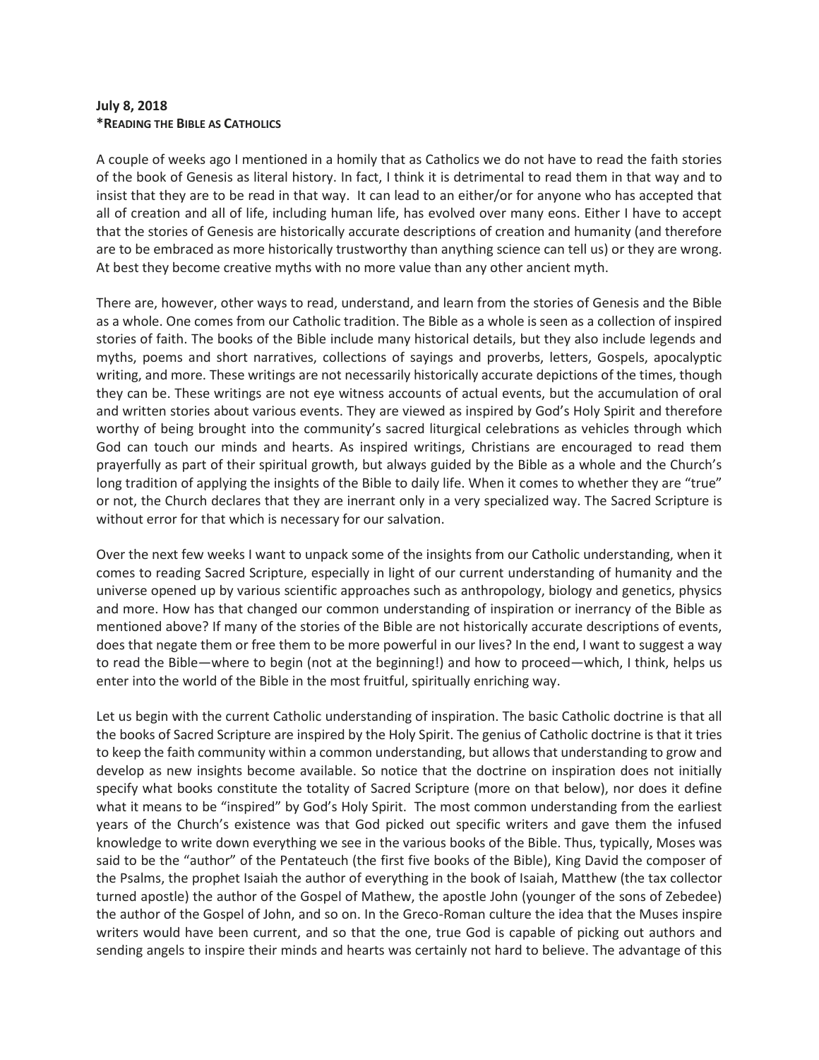**July 8, 2018**
**\*Reading the Bible as Catholics**

A couple of weeks ago I mentioned in a homily that as Catholics we do not have to read the faith stories of the book of Genesis as literal history. In fact, I think it is detrimental to read them in that way and to insist that they are to be read in that way. It can lead to an either/or for anyone who has accepted that all of creation and all of life, including human life, has evolved over many eons. Either I have to accept that the stories of Genesis are historically accurate descriptions of creation and humanity (and therefore are to be embraced as more historically trustworthy than anything science can tell us) or they are wrong. At best they become creative myths with no more value than any other ancient myth.

There are, however, other ways to read, understand, and learn from the stories of Genesis and the Bible as a whole. One comes from our Catholic tradition. The Bible as a whole is seen as a collection of inspired stories of faith. The books of the Bible include many historical details, but they also include legends and myths, poems and short narratives, collections of sayings and proverbs, letters, Gospels, apocalyptic writing, and more. These writings are not necessarily historically accurate depictions of the times, though they can be. These writings are not eye witness accounts of actual events, but the accumulation of oral and written stories about various events. They are viewed as inspired by God's Holy Spirit and therefore worthy of being brought into the community's sacred liturgical celebrations as vehicles through which God can touch our minds and hearts. As inspired writings, Christians are encouraged to read them prayerfully as part of their spiritual growth, but always guided by the Bible as a whole and the Church's long tradition of applying the insights of the Bible to daily life. When it comes to whether they are "true" or not, the Church declares that they are inerrant only in a very specialized way. The Sacred Scripture is without error for that which is necessary for our salvation.

Over the next few weeks I want to unpack some of the insights from our Catholic understanding, when it comes to reading Sacred Scripture, especially in light of our current understanding of humanity and the universe opened up by various scientific approaches such as anthropology, biology and genetics, physics and more. How has that changed our common understanding of inspiration or inerrancy of the Bible as mentioned above? If many of the stories of the Bible are not historically accurate descriptions of events, does that negate them or free them to be more powerful in our lives? In the end, I want to suggest a way to read the Bible—where to begin (not at the beginning!) and how to proceed—which, I think, helps us enter into the world of the Bible in the most fruitful, spiritually enriching way.

Let us begin with the current Catholic understanding of inspiration. The basic Catholic doctrine is that all the books of Sacred Scripture are inspired by the Holy Spirit. The genius of Catholic doctrine is that it tries to keep the faith community within a common understanding, but allows that understanding to grow and develop as new insights become available. So notice that the doctrine on inspiration does not initially specify what books constitute the totality of Sacred Scripture (more on that below), nor does it define what it means to be "inspired" by God's Holy Spirit. The most common understanding from the earliest years of the Church's existence was that God picked out specific writers and gave them the infused knowledge to write down everything we see in the various books of the Bible. Thus, typically, Moses was said to be the "author" of the Pentateuch (the first five books of the Bible), King David the composer of the Psalms, the prophet Isaiah the author of everything in the book of Isaiah, Matthew (the tax collector turned apostle) the author of the Gospel of Mathew, the apostle John (younger of the sons of Zebedee) the author of the Gospel of John, and so on. In the Greco-Roman culture the idea that the Muses inspire writers would have been current, and so that the one, true God is capable of picking out authors and sending angels to inspire their minds and hearts was certainly not hard to believe. The advantage of this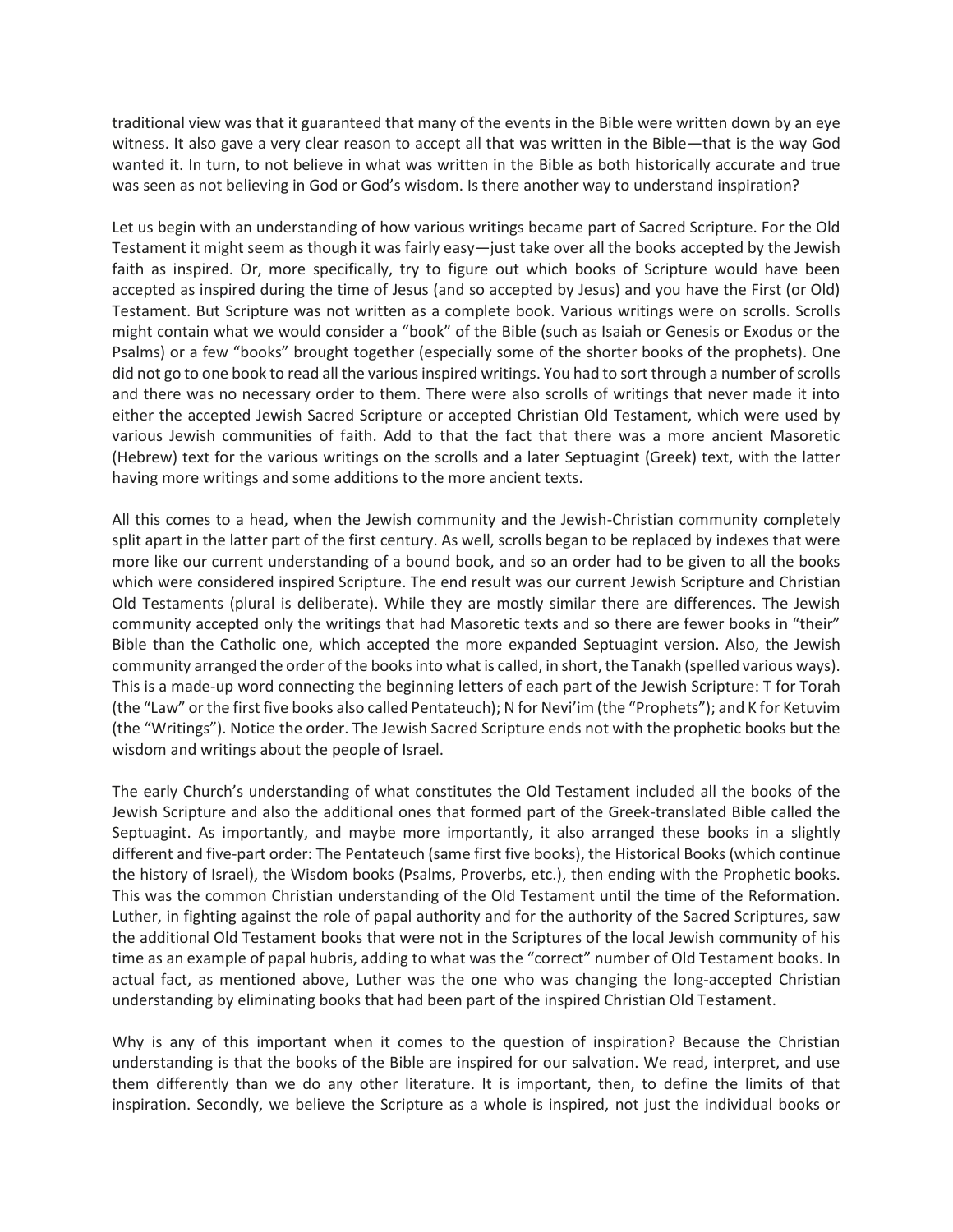traditional view was that it guaranteed that many of the events in the Bible were written down by an eye witness. It also gave a very clear reason to accept all that was written in the Bible—that is the way God wanted it. In turn, to not believe in what was written in the Bible as both historically accurate and true was seen as not believing in God or God's wisdom. Is there another way to understand inspiration?

Let us begin with an understanding of how various writings became part of Sacred Scripture. For the Old Testament it might seem as though it was fairly easy—just take over all the books accepted by the Jewish faith as inspired. Or, more specifically, try to figure out which books of Scripture would have been accepted as inspired during the time of Jesus (and so accepted by Jesus) and you have the First (or Old) Testament. But Scripture was not written as a complete book. Various writings were on scrolls. Scrolls might contain what we would consider a "book" of the Bible (such as Isaiah or Genesis or Exodus or the Psalms) or a few "books" brought together (especially some of the shorter books of the prophets). One did not go to one book to read all the various inspired writings. You had to sort through a number of scrolls and there was no necessary order to them. There were also scrolls of writings that never made it into either the accepted Jewish Sacred Scripture or accepted Christian Old Testament, which were used by various Jewish communities of faith. Add to that the fact that there was a more ancient Masoretic (Hebrew) text for the various writings on the scrolls and a later Septuagint (Greek) text, with the latter having more writings and some additions to the more ancient texts.

All this comes to a head, when the Jewish community and the Jewish-Christian community completely split apart in the latter part of the first century. As well, scrolls began to be replaced by indexes that were more like our current understanding of a bound book, and so an order had to be given to all the books which were considered inspired Scripture. The end result was our current Jewish Scripture and Christian Old Testaments (plural is deliberate). While they are mostly similar there are differences. The Jewish community accepted only the writings that had Masoretic texts and so there are fewer books in "their" Bible than the Catholic one, which accepted the more expanded Septuagint version. Also, the Jewish community arranged the order of the books into what is called, in short, the Tanakh (spelled various ways). This is a made-up word connecting the beginning letters of each part of the Jewish Scripture: T for Torah (the "Law" or the first five books also called Pentateuch); N for Nevi'im (the "Prophets"); and K for Ketuvim (the "Writings"). Notice the order. The Jewish Sacred Scripture ends not with the prophetic books but the wisdom and writings about the people of Israel.

The early Church's understanding of what constitutes the Old Testament included all the books of the Jewish Scripture and also the additional ones that formed part of the Greek-translated Bible called the Septuagint. As importantly, and maybe more importantly, it also arranged these books in a slightly different and five-part order: The Pentateuch (same first five books), the Historical Books (which continue the history of Israel), the Wisdom books (Psalms, Proverbs, etc.), then ending with the Prophetic books. This was the common Christian understanding of the Old Testament until the time of the Reformation. Luther, in fighting against the role of papal authority and for the authority of the Sacred Scriptures, saw the additional Old Testament books that were not in the Scriptures of the local Jewish community of his time as an example of papal hubris, adding to what was the "correct" number of Old Testament books. In actual fact, as mentioned above, Luther was the one who was changing the long-accepted Christian understanding by eliminating books that had been part of the inspired Christian Old Testament.

Why is any of this important when it comes to the question of inspiration? Because the Christian understanding is that the books of the Bible are inspired for our salvation. We read, interpret, and use them differently than we do any other literature. It is important, then, to define the limits of that inspiration. Secondly, we believe the Scripture as a whole is inspired, not just the individual books or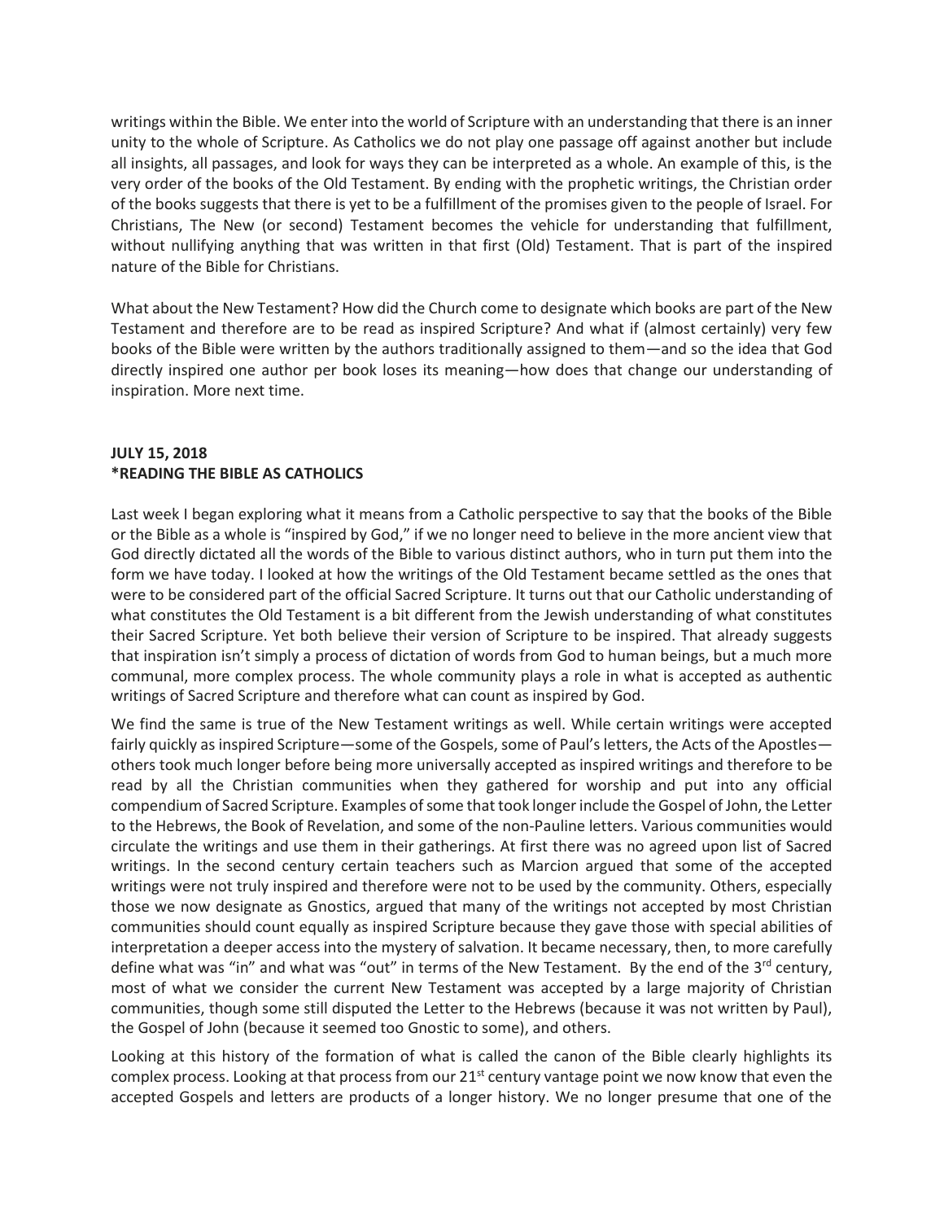writings within the Bible. We enter into the world of Scripture with an understanding that there is an inner unity to the whole of Scripture. As Catholics we do not play one passage off against another but include all insights, all passages, and look for ways they can be interpreted as a whole. An example of this, is the very order of the books of the Old Testament. By ending with the prophetic writings, the Christian order of the books suggests that there is yet to be a fulfillment of the promises given to the people of Israel. For Christians, The New (or second) Testament becomes the vehicle for understanding that fulfillment, without nullifying anything that was written in that first (Old) Testament. That is part of the inspired nature of the Bible for Christians.

What about the New Testament? How did the Church come to designate which books are part of the New Testament and therefore are to be read as inspired Scripture? And what if (almost certainly) very few books of the Bible were written by the authors traditionally assigned to them—and so the idea that God directly inspired one author per book loses its meaning—how does that change our understanding of inspiration. More next time.

**JULY 15, 2018**
***READING THE BIBLE AS CATHOLICS**

Last week I began exploring what it means from a Catholic perspective to say that the books of the Bible or the Bible as a whole is "inspired by God," if we no longer need to believe in the more ancient view that God directly dictated all the words of the Bible to various distinct authors, who in turn put them into the form we have today. I looked at how the writings of the Old Testament became settled as the ones that were to be considered part of the official Sacred Scripture. It turns out that our Catholic understanding of what constitutes the Old Testament is a bit different from the Jewish understanding of what constitutes their Sacred Scripture. Yet both believe their version of Scripture to be inspired. That already suggests that inspiration isn't simply a process of dictation of words from God to human beings, but a much more communal, more complex process. The whole community plays a role in what is accepted as authentic writings of Sacred Scripture and therefore what can count as inspired by God.

We find the same is true of the New Testament writings as well. While certain writings were accepted fairly quickly as inspired Scripture—some of the Gospels, some of Paul's letters, the Acts of the Apostles—others took much longer before being more universally accepted as inspired writings and therefore to be read by all the Christian communities when they gathered for worship and put into any official compendium of Sacred Scripture. Examples of some that took longer include the Gospel of John, the Letter to the Hebrews, the Book of Revelation, and some of the non-Pauline letters. Various communities would circulate the writings and use them in their gatherings. At first there was no agreed upon list of Sacred writings. In the second century certain teachers such as Marcion argued that some of the accepted writings were not truly inspired and therefore were not to be used by the community. Others, especially those we now designate as Gnostics, argued that many of the writings not accepted by most Christian communities should count equally as inspired Scripture because they gave those with special abilities of interpretation a deeper access into the mystery of salvation. It became necessary, then, to more carefully define what was "in" and what was "out" in terms of the New Testament. By the end of the 3rd century, most of what we consider the current New Testament was accepted by a large majority of Christian communities, though some still disputed the Letter to the Hebrews (because it was not written by Paul), the Gospel of John (because it seemed too Gnostic to some), and others.

Looking at this history of the formation of what is called the canon of the Bible clearly highlights its complex process. Looking at that process from our 21st century vantage point we now know that even the accepted Gospels and letters are products of a longer history. We no longer presume that one of the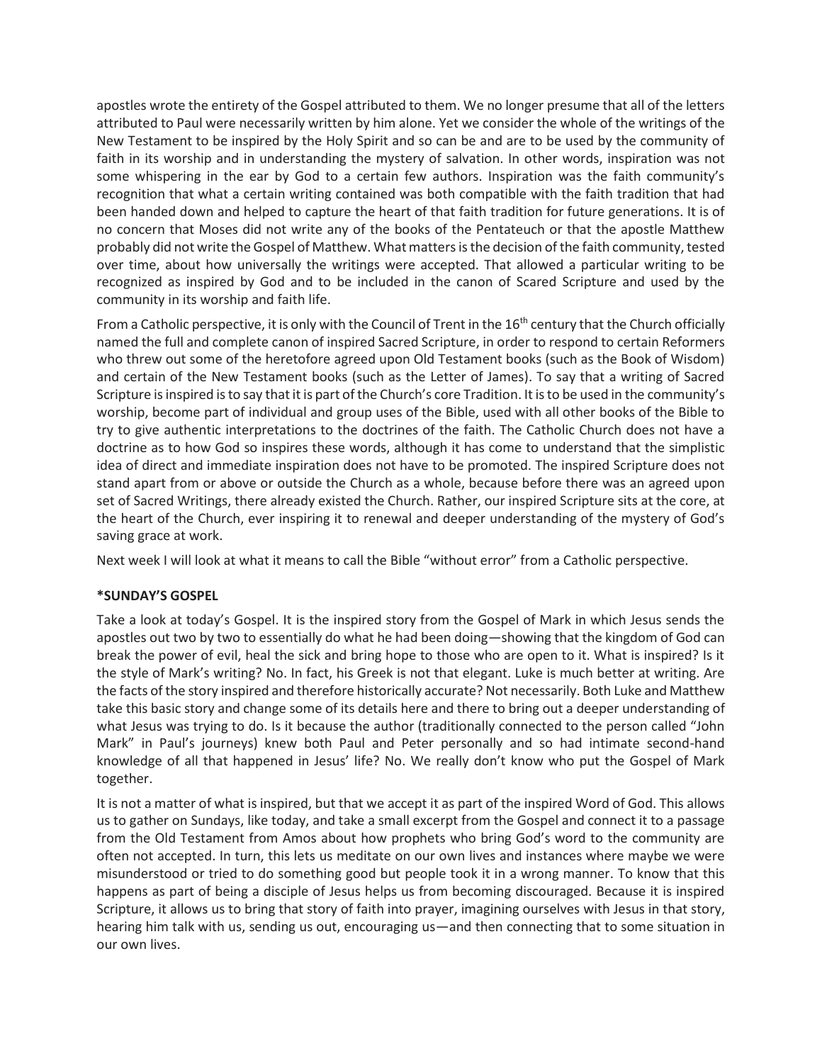apostles wrote the entirety of the Gospel attributed to them. We no longer presume that all of the letters attributed to Paul were necessarily written by him alone. Yet we consider the whole of the writings of the New Testament to be inspired by the Holy Spirit and so can be and are to be used by the community of faith in its worship and in understanding the mystery of salvation. In other words, inspiration was not some whispering in the ear by God to a certain few authors. Inspiration was the faith community's recognition that what a certain writing contained was both compatible with the faith tradition that had been handed down and helped to capture the heart of that faith tradition for future generations. It is of no concern that Moses did not write any of the books of the Pentateuch or that the apostle Matthew probably did not write the Gospel of Matthew. What matters is the decision of the faith community, tested over time, about how universally the writings were accepted. That allowed a particular writing to be recognized as inspired by God and to be included in the canon of Scared Scripture and used by the community in its worship and faith life.

From a Catholic perspective, it is only with the Council of Trent in the 16th century that the Church officially named the full and complete canon of inspired Sacred Scripture, in order to respond to certain Reformers who threw out some of the heretofore agreed upon Old Testament books (such as the Book of Wisdom) and certain of the New Testament books (such as the Letter of James). To say that a writing of Sacred Scripture is inspired is to say that it is part of the Church's core Tradition. It is to be used in the community's worship, become part of individual and group uses of the Bible, used with all other books of the Bible to try to give authentic interpretations to the doctrines of the faith. The Catholic Church does not have a doctrine as to how God so inspires these words, although it has come to understand that the simplistic idea of direct and immediate inspiration does not have to be promoted. The inspired Scripture does not stand apart from or above or outside the Church as a whole, because before there was an agreed upon set of Sacred Writings, there already existed the Church. Rather, our inspired Scripture sits at the core, at the heart of the Church, ever inspiring it to renewal and deeper understanding of the mystery of God's saving grace at work.

Next week I will look at what it means to call the Bible "without error" from a Catholic perspective.

**\*SUNDAY'S GOSPEL**

Take a look at today's Gospel. It is the inspired story from the Gospel of Mark in which Jesus sends the apostles out two by two to essentially do what he had been doing—showing that the kingdom of God can break the power of evil, heal the sick and bring hope to those who are open to it. What is inspired? Is it the style of Mark's writing? No. In fact, his Greek is not that elegant. Luke is much better at writing. Are the facts of the story inspired and therefore historically accurate? Not necessarily. Both Luke and Matthew take this basic story and change some of its details here and there to bring out a deeper understanding of what Jesus was trying to do. Is it because the author (traditionally connected to the person called "John Mark" in Paul's journeys) knew both Paul and Peter personally and so had intimate second-hand knowledge of all that happened in Jesus' life? No. We really don't know who put the Gospel of Mark together.

It is not a matter of what is inspired, but that we accept it as part of the inspired Word of God. This allows us to gather on Sundays, like today, and take a small excerpt from the Gospel and connect it to a passage from the Old Testament from Amos about how prophets who bring God's word to the community are often not accepted. In turn, this lets us meditate on our own lives and instances where maybe we were misunderstood or tried to do something good but people took it in a wrong manner. To know that this happens as part of being a disciple of Jesus helps us from becoming discouraged. Because it is inspired Scripture, it allows us to bring that story of faith into prayer, imagining ourselves with Jesus in that story, hearing him talk with us, sending us out, encouraging us—and then connecting that to some situation in our own lives.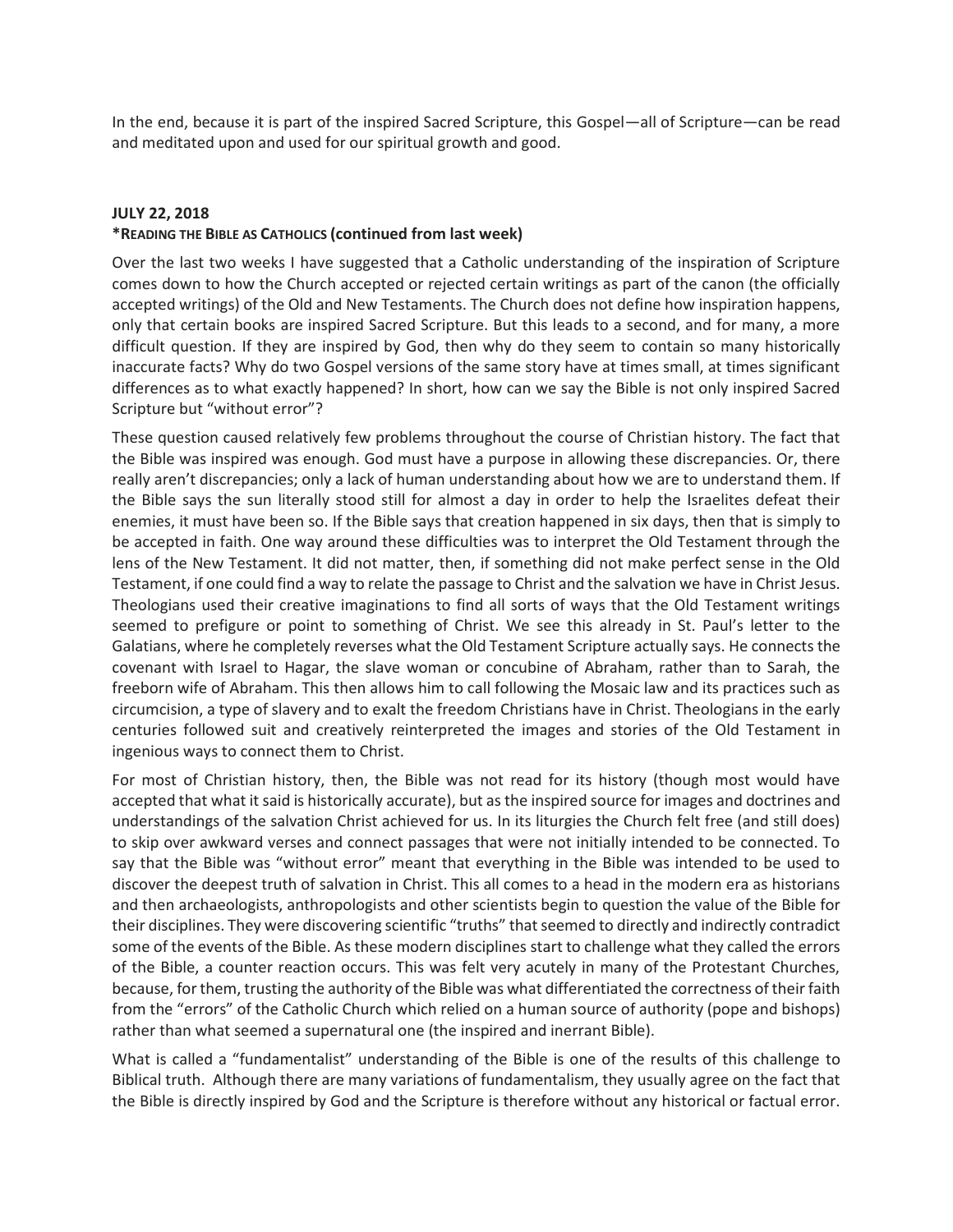In the end, because it is part of the inspired Sacred Scripture, this Gospel—all of Scripture—can be read and meditated upon and used for our spiritual growth and good.

**JULY 22, 2018**

**\*READING THE BIBLE AS CATHOLICS (continued from last week)**

Over the last two weeks I have suggested that a Catholic understanding of the inspiration of Scripture comes down to how the Church accepted or rejected certain writings as part of the canon (the officially accepted writings) of the Old and New Testaments. The Church does not define how inspiration happens, only that certain books are inspired Sacred Scripture. But this leads to a second, and for many, a more difficult question. If they are inspired by God, then why do they seem to contain so many historically inaccurate facts? Why do two Gospel versions of the same story have at times small, at times significant differences as to what exactly happened? In short, how can we say the Bible is not only inspired Sacred Scripture but "without error"?

These question caused relatively few problems throughout the course of Christian history. The fact that the Bible was inspired was enough. God must have a purpose in allowing these discrepancies. Or, there really aren't discrepancies; only a lack of human understanding about how we are to understand them. If the Bible says the sun literally stood still for almost a day in order to help the Israelites defeat their enemies, it must have been so. If the Bible says that creation happened in six days, then that is simply to be accepted in faith. One way around these difficulties was to interpret the Old Testament through the lens of the New Testament. It did not matter, then, if something did not make perfect sense in the Old Testament, if one could find a way to relate the passage to Christ and the salvation we have in Christ Jesus. Theologians used their creative imaginations to find all sorts of ways that the Old Testament writings seemed to prefigure or point to something of Christ. We see this already in St. Paul's letter to the Galatians, where he completely reverses what the Old Testament Scripture actually says. He connects the covenant with Israel to Hagar, the slave woman or concubine of Abraham, rather than to Sarah, the freeborn wife of Abraham. This then allows him to call following the Mosaic law and its practices such as circumcision, a type of slavery and to exalt the freedom Christians have in Christ. Theologians in the early centuries followed suit and creatively reinterpreted the images and stories of the Old Testament in ingenious ways to connect them to Christ.

For most of Christian history, then, the Bible was not read for its history (though most would have accepted that what it said is historically accurate), but as the inspired source for images and doctrines and understandings of the salvation Christ achieved for us. In its liturgies the Church felt free (and still does) to skip over awkward verses and connect passages that were not initially intended to be connected. To say that the Bible was "without error" meant that everything in the Bible was intended to be used to discover the deepest truth of salvation in Christ. This all comes to a head in the modern era as historians and then archaeologists, anthropologists and other scientists begin to question the value of the Bible for their disciplines. They were discovering scientific "truths" that seemed to directly and indirectly contradict some of the events of the Bible. As these modern disciplines start to challenge what they called the errors of the Bible, a counter reaction occurs. This was felt very acutely in many of the Protestant Churches, because, for them, trusting the authority of the Bible was what differentiated the correctness of their faith from the "errors" of the Catholic Church which relied on a human source of authority (pope and bishops) rather than what seemed a supernatural one (the inspired and inerrant Bible).

What is called a "fundamentalist" understanding of the Bible is one of the results of this challenge to Biblical truth. Although there are many variations of fundamentalism, they usually agree on the fact that the Bible is directly inspired by God and the Scripture is therefore without any historical or factual error.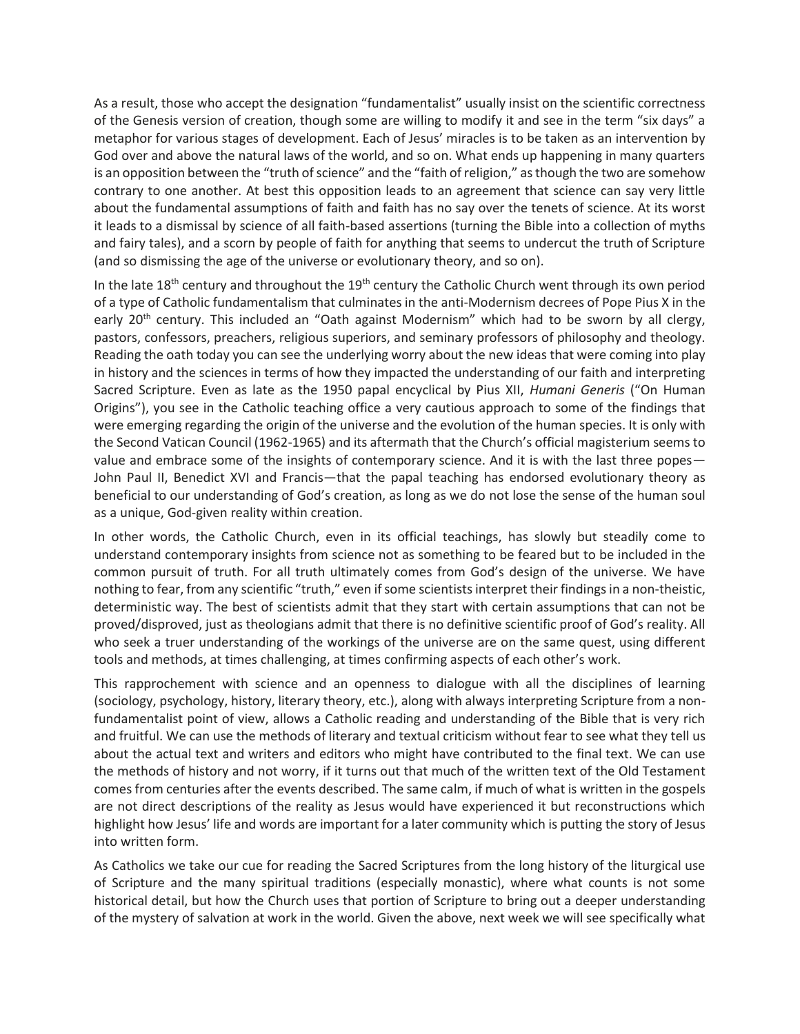As a result, those who accept the designation "fundamentalist" usually insist on the scientific correctness of the Genesis version of creation, though some are willing to modify it and see in the term "six days" a metaphor for various stages of development. Each of Jesus' miracles is to be taken as an intervention by God over and above the natural laws of the world, and so on. What ends up happening in many quarters is an opposition between the "truth of science" and the "faith of religion," as though the two are somehow contrary to one another. At best this opposition leads to an agreement that science can say very little about the fundamental assumptions of faith and faith has no say over the tenets of science. At its worst it leads to a dismissal by science of all faith-based assertions (turning the Bible into a collection of myths and fairy tales), and a scorn by people of faith for anything that seems to undercut the truth of Scripture (and so dismissing the age of the universe or evolutionary theory, and so on).

In the late 18th century and throughout the 19th century the Catholic Church went through its own period of a type of Catholic fundamentalism that culminates in the anti-Modernism decrees of Pope Pius X in the early 20th century. This included an "Oath against Modernism" which had to be sworn by all clergy, pastors, confessors, preachers, religious superiors, and seminary professors of philosophy and theology. Reading the oath today you can see the underlying worry about the new ideas that were coming into play in history and the sciences in terms of how they impacted the understanding of our faith and interpreting Sacred Scripture. Even as late as the 1950 papal encyclical by Pius XII, *Humani Generis* ("On Human Origins"), you see in the Catholic teaching office a very cautious approach to some of the findings that were emerging regarding the origin of the universe and the evolution of the human species. It is only with the Second Vatican Council (1962-1965) and its aftermath that the Church's official magisterium seems to value and embrace some of the insights of contemporary science. And it is with the last three popes—John Paul II, Benedict XVI and Francis—that the papal teaching has endorsed evolutionary theory as beneficial to our understanding of God's creation, as long as we do not lose the sense of the human soul as a unique, God-given reality within creation.

In other words, the Catholic Church, even in its official teachings, has slowly but steadily come to understand contemporary insights from science not as something to be feared but to be included in the common pursuit of truth. For all truth ultimately comes from God's design of the universe. We have nothing to fear, from any scientific "truth," even if some scientists interpret their findings in a non-theistic, deterministic way. The best of scientists admit that they start with certain assumptions that can not be proved/disproved, just as theologians admit that there is no definitive scientific proof of God's reality. All who seek a truer understanding of the workings of the universe are on the same quest, using different tools and methods, at times challenging, at times confirming aspects of each other's work.

This rapprochement with science and an openness to dialogue with all the disciplines of learning (sociology, psychology, history, literary theory, etc.), along with always interpreting Scripture from a non-fundamentalist point of view, allows a Catholic reading and understanding of the Bible that is very rich and fruitful. We can use the methods of literary and textual criticism without fear to see what they tell us about the actual text and writers and editors who might have contributed to the final text. We can use the methods of history and not worry, if it turns out that much of the written text of the Old Testament comes from centuries after the events described. The same calm, if much of what is written in the gospels are not direct descriptions of the reality as Jesus would have experienced it but reconstructions which highlight how Jesus' life and words are important for a later community which is putting the story of Jesus into written form.

As Catholics we take our cue for reading the Sacred Scriptures from the long history of the liturgical use of Scripture and the many spiritual traditions (especially monastic), where what counts is not some historical detail, but how the Church uses that portion of Scripture to bring out a deeper understanding of the mystery of salvation at work in the world. Given the above, next week we will see specifically what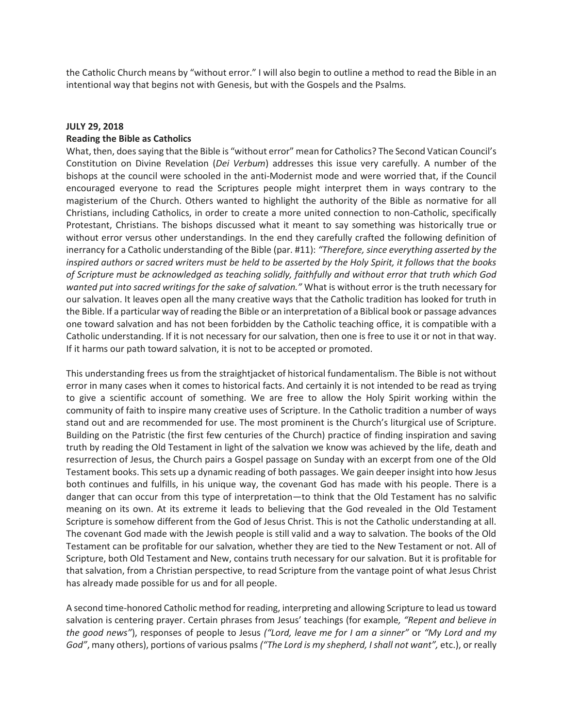the Catholic Church means by "without error." I will also begin to outline a method to read the Bible in an intentional way that begins not with Genesis, but with the Gospels and the Psalms.

**JULY 29, 2018**

**Reading the Bible as Catholics**

What, then, does saying that the Bible is "without error" mean for Catholics? The Second Vatican Council's Constitution on Divine Revelation (*Dei Verbum*) addresses this issue very carefully. A number of the bishops at the council were schooled in the anti-Modernist mode and were worried that, if the Council encouraged everyone to read the Scriptures people might interpret them in ways contrary to the magisterium of the Church. Others wanted to highlight the authority of the Bible as normative for all Christians, including Catholics, in order to create a more united connection to non-Catholic, specifically Protestant, Christians. The bishops discussed what it meant to say something was historically true or without error versus other understandings. In the end they carefully crafted the following definition of inerrancy for a Catholic understanding of the Bible (par. #11): *"Therefore, since everything asserted by the inspired authors or sacred writers must be held to be asserted by the Holy Spirit, it follows that the books of Scripture must be acknowledged as teaching solidly, faithfully and without error that truth which God wanted put into sacred writings for the sake of salvation."* What is without error is the truth necessary for our salvation. It leaves open all the many creative ways that the Catholic tradition has looked for truth in the Bible. If a particular way of reading the Bible or an interpretation of a Biblical book or passage advances one toward salvation and has not been forbidden by the Catholic teaching office, it is compatible with a Catholic understanding. If it is not necessary for our salvation, then one is free to use it or not in that way. If it harms our path toward salvation, it is not to be accepted or promoted.

This understanding frees us from the straightjacket of historical fundamentalism. The Bible is not without error in many cases when it comes to historical facts. And certainly it is not intended to be read as trying to give a scientific account of something. We are free to allow the Holy Spirit working within the community of faith to inspire many creative uses of Scripture. In the Catholic tradition a number of ways stand out and are recommended for use. The most prominent is the Church's liturgical use of Scripture. Building on the Patristic (the first few centuries of the Church) practice of finding inspiration and saving truth by reading the Old Testament in light of the salvation we know was achieved by the life, death and resurrection of Jesus, the Church pairs a Gospel passage on Sunday with an excerpt from one of the Old Testament books. This sets up a dynamic reading of both passages. We gain deeper insight into how Jesus both continues and fulfills, in his unique way, the covenant God has made with his people. There is a danger that can occur from this type of interpretation—to think that the Old Testament has no salvific meaning on its own. At its extreme it leads to believing that the God revealed in the Old Testament Scripture is somehow different from the God of Jesus Christ. This is not the Catholic understanding at all. The covenant God made with the Jewish people is still valid and a way to salvation. The books of the Old Testament can be profitable for our salvation, whether they are tied to the New Testament or not. All of Scripture, both Old Testament and New, contains truth necessary for our salvation. But it is profitable for that salvation, from a Christian perspective, to read Scripture from the vantage point of what Jesus Christ has already made possible for us and for all people.

A second time-honored Catholic method for reading, interpreting and allowing Scripture to lead us toward salvation is centering prayer. Certain phrases from Jesus' teachings (for example*, "Repent and believe in the good news"*), responses of people to Jesus *("Lord, leave me for I am a sinner"* or *"My Lord and my God"*, many others), portions of various psalms *("The Lord is my shepherd, I shall not want",* etc.), or really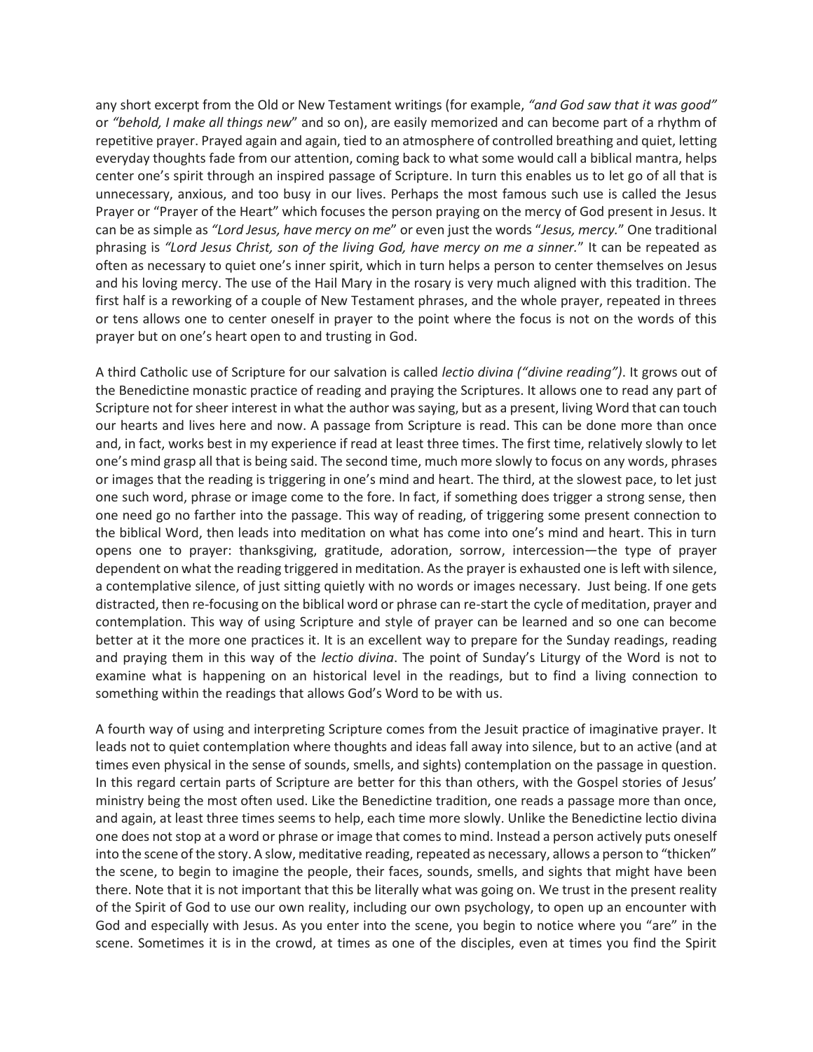any short excerpt from the Old or New Testament writings (for example, *"and God saw that it was good"* or *"behold, I make all things new*" and so on), are easily memorized and can become part of a rhythm of repetitive prayer. Prayed again and again, tied to an atmosphere of controlled breathing and quiet, letting everyday thoughts fade from our attention, coming back to what some would call a biblical mantra, helps center one's spirit through an inspired passage of Scripture. In turn this enables us to let go of all that is unnecessary, anxious, and too busy in our lives. Perhaps the most famous such use is called the Jesus Prayer or "Prayer of the Heart" which focuses the person praying on the mercy of God present in Jesus. It can be as simple as *"Lord Jesus, have mercy on me*" or even just the words "*Jesus, mercy.*" One traditional phrasing is *"Lord Jesus Christ, son of the living God, have mercy on me a sinner.*" It can be repeated as often as necessary to quiet one's inner spirit, which in turn helps a person to center themselves on Jesus and his loving mercy. The use of the Hail Mary in the rosary is very much aligned with this tradition. The first half is a reworking of a couple of New Testament phrases, and the whole prayer, repeated in threes or tens allows one to center oneself in prayer to the point where the focus is not on the words of this prayer but on one's heart open to and trusting in God.

A third Catholic use of Scripture for our salvation is called *lectio divina ("divine reading")*. It grows out of the Benedictine monastic practice of reading and praying the Scriptures. It allows one to read any part of Scripture not for sheer interest in what the author was saying, but as a present, living Word that can touch our hearts and lives here and now. A passage from Scripture is read. This can be done more than once and, in fact, works best in my experience if read at least three times. The first time, relatively slowly to let one's mind grasp all that is being said. The second time, much more slowly to focus on any words, phrases or images that the reading is triggering in one's mind and heart. The third, at the slowest pace, to let just one such word, phrase or image come to the fore. In fact, if something does trigger a strong sense, then one need go no farther into the passage. This way of reading, of triggering some present connection to the biblical Word, then leads into meditation on what has come into one's mind and heart. This in turn opens one to prayer: thanksgiving, gratitude, adoration, sorrow, intercession—the type of prayer dependent on what the reading triggered in meditation. As the prayer is exhausted one is left with silence, a contemplative silence, of just sitting quietly with no words or images necessary. Just being. If one gets distracted, then re-focusing on the biblical word or phrase can re-start the cycle of meditation, prayer and contemplation. This way of using Scripture and style of prayer can be learned and so one can become better at it the more one practices it. It is an excellent way to prepare for the Sunday readings, reading and praying them in this way of the *lectio divina*. The point of Sunday's Liturgy of the Word is not to examine what is happening on an historical level in the readings, but to find a living connection to something within the readings that allows God's Word to be with us.

A fourth way of using and interpreting Scripture comes from the Jesuit practice of imaginative prayer. It leads not to quiet contemplation where thoughts and ideas fall away into silence, but to an active (and at times even physical in the sense of sounds, smells, and sights) contemplation on the passage in question. In this regard certain parts of Scripture are better for this than others, with the Gospel stories of Jesus' ministry being the most often used. Like the Benedictine tradition, one reads a passage more than once, and again, at least three times seems to help, each time more slowly. Unlike the Benedictine lectio divina one does not stop at a word or phrase or image that comes to mind. Instead a person actively puts oneself into the scene of the story. A slow, meditative reading, repeated as necessary, allows a person to "thicken" the scene, to begin to imagine the people, their faces, sounds, smells, and sights that might have been there. Note that it is not important that this be literally what was going on. We trust in the present reality of the Spirit of God to use our own reality, including our own psychology, to open up an encounter with God and especially with Jesus. As you enter into the scene, you begin to notice where you "are" in the scene. Sometimes it is in the crowd, at times as one of the disciples, even at times you find the Spirit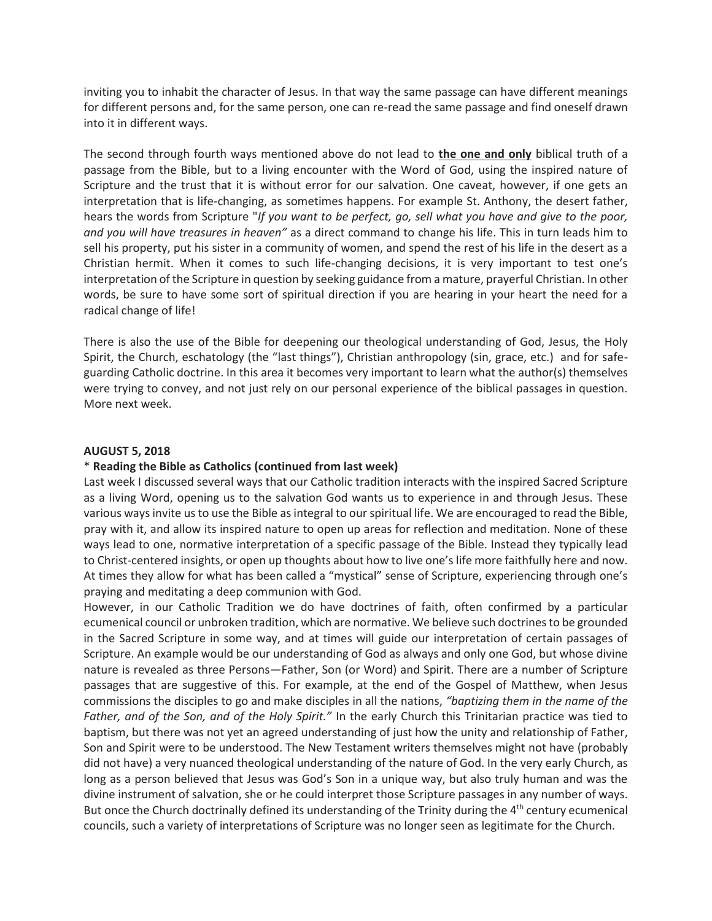inviting you to inhabit the character of Jesus. In that way the same passage can have different meanings for different persons and, for the same person, one can re-read the same passage and find oneself drawn into it in different ways.

The second through fourth ways mentioned above do not lead to **the one and only** biblical truth of a passage from the Bible, but to a living encounter with the Word of God, using the inspired nature of Scripture and the trust that it is without error for our salvation. One caveat, however, if one gets an interpretation that is life-changing, as sometimes happens. For example St. Anthony, the desert father, hears the words from Scripture "*If you want to be perfect, go, sell what you have and give to the poor, and you will have treasures in heaven"* as a direct command to change his life. This in turn leads him to sell his property, put his sister in a community of women, and spend the rest of his life in the desert as a Christian hermit. When it comes to such life-changing decisions, it is very important to test one's interpretation of the Scripture in question by seeking guidance from a mature, prayerful Christian. In other words, be sure to have some sort of spiritual direction if you are hearing in your heart the need for a radical change of life!

There is also the use of the Bible for deepening our theological understanding of God, Jesus, the Holy Spirit, the Church, eschatology (the "last things"), Christian anthropology (sin, grace, etc.) and for safe-guarding Catholic doctrine. In this area it becomes very important to learn what the author(s) themselves were trying to convey, and not just rely on our personal experience of the biblical passages in question. More next week.

**AUGUST 5, 2018**

* **Reading the Bible as Catholics (continued from last week)**

Last week I discussed several ways that our Catholic tradition interacts with the inspired Sacred Scripture as a living Word, opening us to the salvation God wants us to experience in and through Jesus. These various ways invite us to use the Bible as integral to our spiritual life. We are encouraged to read the Bible, pray with it, and allow its inspired nature to open up areas for reflection and meditation. None of these ways lead to one, normative interpretation of a specific passage of the Bible. Instead they typically lead to Christ-centered insights, or open up thoughts about how to live one's life more faithfully here and now. At times they allow for what has been called a "mystical" sense of Scripture, experiencing through one's praying and meditating a deep communion with God.

However, in our Catholic Tradition we do have doctrines of faith, often confirmed by a particular ecumenical council or unbroken tradition, which are normative. We believe such doctrines to be grounded in the Sacred Scripture in some way, and at times will guide our interpretation of certain passages of Scripture. An example would be our understanding of God as always and only one God, but whose divine nature is revealed as three Persons—Father, Son (or Word) and Spirit. There are a number of Scripture passages that are suggestive of this. For example, at the end of the Gospel of Matthew, when Jesus commissions the disciples to go and make disciples in all the nations, *"baptizing them in the name of the Father, and of the Son, and of the Holy Spirit."* In the early Church this Trinitarian practice was tied to baptism, but there was not yet an agreed understanding of just how the unity and relationship of Father, Son and Spirit were to be understood. The New Testament writers themselves might not have (probably did not have) a very nuanced theological understanding of the nature of God. In the very early Church, as long as a person believed that Jesus was God's Son in a unique way, but also truly human and was the divine instrument of salvation, she or he could interpret those Scripture passages in any number of ways. But once the Church doctrinally defined its understanding of the Trinity during the 4th century ecumenical councils, such a variety of interpretations of Scripture was no longer seen as legitimate for the Church.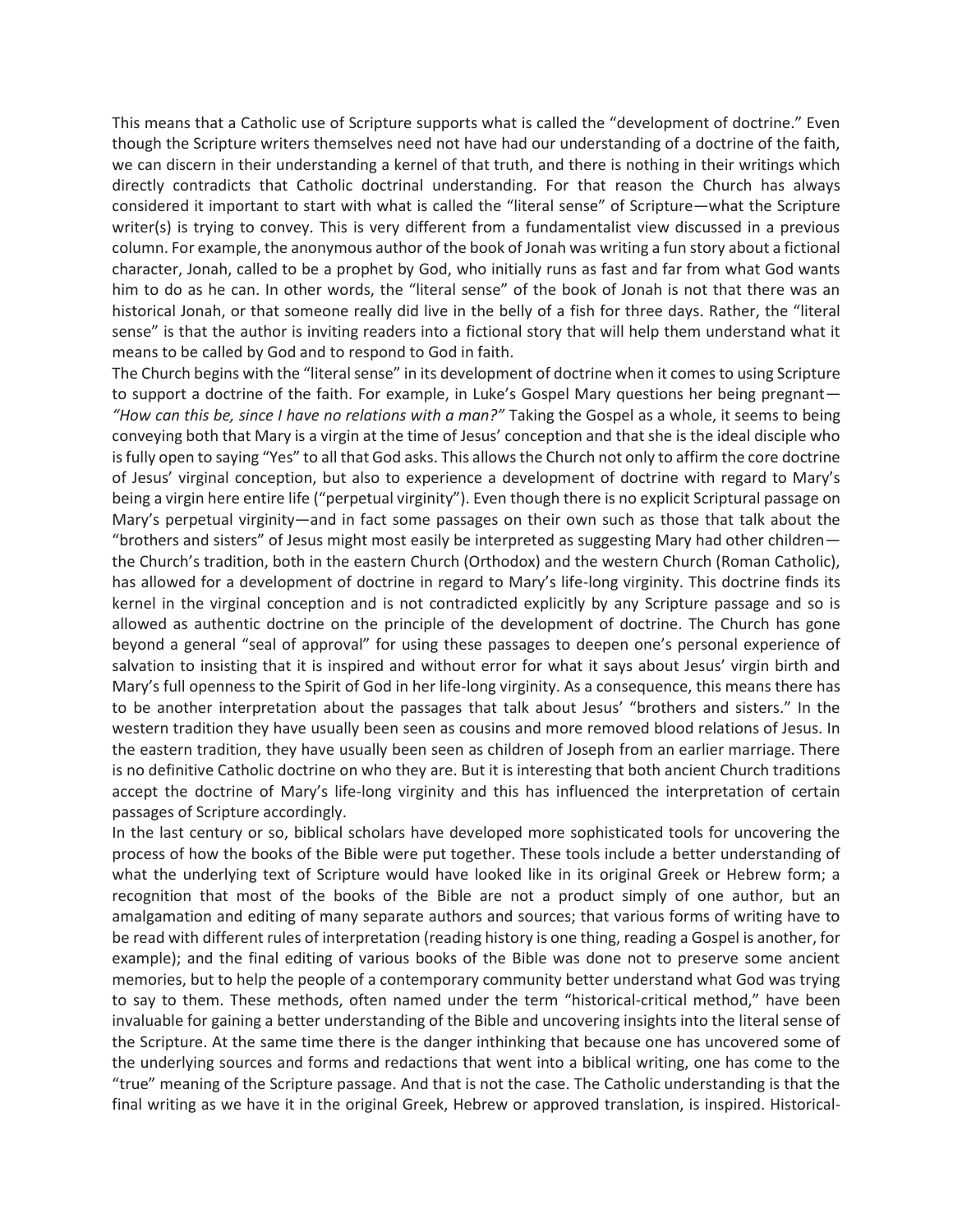This means that a Catholic use of Scripture supports what is called the "development of doctrine." Even though the Scripture writers themselves need not have had our understanding of a doctrine of the faith, we can discern in their understanding a kernel of that truth, and there is nothing in their writings which directly contradicts that Catholic doctrinal understanding. For that reason the Church has always considered it important to start with what is called the "literal sense" of Scripture—what the Scripture writer(s) is trying to convey. This is very different from a fundamentalist view discussed in a previous column. For example, the anonymous author of the book of Jonah was writing a fun story about a fictional character, Jonah, called to be a prophet by God, who initially runs as fast and far from what God wants him to do as he can. In other words, the "literal sense" of the book of Jonah is not that there was an historical Jonah, or that someone really did live in the belly of a fish for three days. Rather, the "literal sense" is that the author is inviting readers into a fictional story that will help them understand what it means to be called by God and to respond to God in faith.

The Church begins with the "literal sense" in its development of doctrine when it comes to using Scripture to support a doctrine of the faith. For example, in Luke's Gospel Mary questions her being pregnant—*"How can this be, since I have no relations with a man?"* Taking the Gospel as a whole, it seems to being conveying both that Mary is a virgin at the time of Jesus' conception and that she is the ideal disciple who is fully open to saying "Yes" to all that God asks. This allows the Church not only to affirm the core doctrine of Jesus' virginal conception, but also to experience a development of doctrine with regard to Mary's being a virgin here entire life ("perpetual virginity"). Even though there is no explicit Scriptural passage on Mary's perpetual virginity—and in fact some passages on their own such as those that talk about the "brothers and sisters" of Jesus might most easily be interpreted as suggesting Mary had other children—the Church's tradition, both in the eastern Church (Orthodox) and the western Church (Roman Catholic), has allowed for a development of doctrine in regard to Mary's life-long virginity. This doctrine finds its kernel in the virginal conception and is not contradicted explicitly by any Scripture passage and so is allowed as authentic doctrine on the principle of the development of doctrine. The Church has gone beyond a general "seal of approval" for using these passages to deepen one's personal experience of salvation to insisting that it is inspired and without error for what it says about Jesus' virgin birth and Mary's full openness to the Spirit of God in her life-long virginity. As a consequence, this means there has to be another interpretation about the passages that talk about Jesus' "brothers and sisters." In the western tradition they have usually been seen as cousins and more removed blood relations of Jesus. In the eastern tradition, they have usually been seen as children of Joseph from an earlier marriage. There is no definitive Catholic doctrine on who they are. But it is interesting that both ancient Church traditions accept the doctrine of Mary's life-long virginity and this has influenced the interpretation of certain passages of Scripture accordingly.

In the last century or so, biblical scholars have developed more sophisticated tools for uncovering the process of how the books of the Bible were put together. These tools include a better understanding of what the underlying text of Scripture would have looked like in its original Greek or Hebrew form; a recognition that most of the books of the Bible are not a product simply of one author, but an amalgamation and editing of many separate authors and sources; that various forms of writing have to be read with different rules of interpretation (reading history is one thing, reading a Gospel is another, for example); and the final editing of various books of the Bible was done not to preserve some ancient memories, but to help the people of a contemporary community better understand what God was trying to say to them. These methods, often named under the term "historical-critical method," have been invaluable for gaining a better understanding of the Bible and uncovering insights into the literal sense of the Scripture. At the same time there is the danger inthinking that because one has uncovered some of the underlying sources and forms and redactions that went into a biblical writing, one has come to the "true" meaning of the Scripture passage. And that is not the case. The Catholic understanding is that the final writing as we have it in the original Greek, Hebrew or approved translation, is inspired. Historical-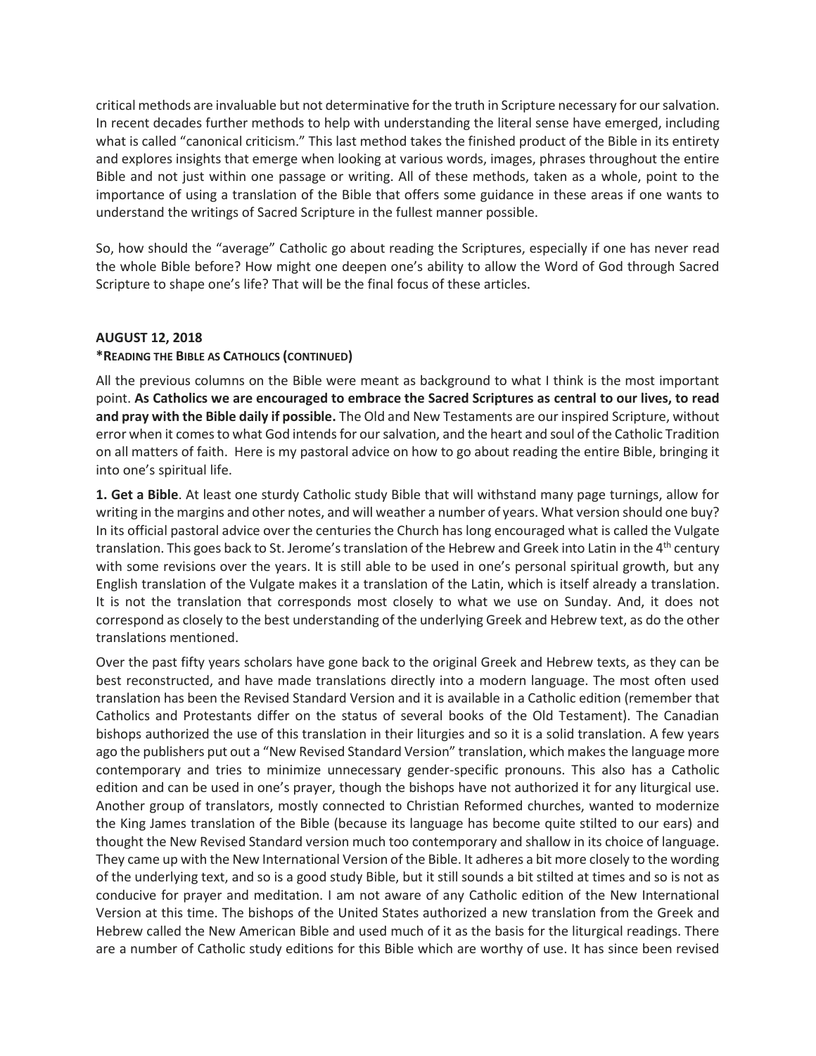critical methods are invaluable but not determinative for the truth in Scripture necessary for our salvation. In recent decades further methods to help with understanding the literal sense have emerged, including what is called "canonical criticism." This last method takes the finished product of the Bible in its entirety and explores insights that emerge when looking at various words, images, phrases throughout the entire Bible and not just within one passage or writing. All of these methods, taken as a whole, point to the importance of using a translation of the Bible that offers some guidance in these areas if one wants to understand the writings of Sacred Scripture in the fullest manner possible.

So, how should the "average" Catholic go about reading the Scriptures, especially if one has never read the whole Bible before? How might one deepen one's ability to allow the Word of God through Sacred Scripture to shape one's life? That will be the final focus of these articles.

## AUGUST 12, 2018

### *READING THE BIBLE AS CATHOLICS (CONTINUED)

All the previous columns on the Bible were meant as background to what I think is the most important point. **As Catholics we are encouraged to embrace the Sacred Scriptures as central to our lives, to read and pray with the Bible daily if possible.** The Old and New Testaments are our inspired Scripture, without error when it comes to what God intends for our salvation, and the heart and soul of the Catholic Tradition on all matters of faith. Here is my pastoral advice on how to go about reading the entire Bible, bringing it into one's spiritual life.

**1. Get a Bible**. At least one sturdy Catholic study Bible that will withstand many page turnings, allow for writing in the margins and other notes, and will weather a number of years. What version should one buy? In its official pastoral advice over the centuries the Church has long encouraged what is called the Vulgate translation. This goes back to St. Jerome's translation of the Hebrew and Greek into Latin in the 4th century with some revisions over the years. It is still able to be used in one's personal spiritual growth, but any English translation of the Vulgate makes it a translation of the Latin, which is itself already a translation. It is not the translation that corresponds most closely to what we use on Sunday. And, it does not correspond as closely to the best understanding of the underlying Greek and Hebrew text, as do the other translations mentioned.

Over the past fifty years scholars have gone back to the original Greek and Hebrew texts, as they can be best reconstructed, and have made translations directly into a modern language. The most often used translation has been the Revised Standard Version and it is available in a Catholic edition (remember that Catholics and Protestants differ on the status of several books of the Old Testament). The Canadian bishops authorized the use of this translation in their liturgies and so it is a solid translation. A few years ago the publishers put out a "New Revised Standard Version" translation, which makes the language more contemporary and tries to minimize unnecessary gender-specific pronouns. This also has a Catholic edition and can be used in one's prayer, though the bishops have not authorized it for any liturgical use. Another group of translators, mostly connected to Christian Reformed churches, wanted to modernize the King James translation of the Bible (because its language has become quite stilted to our ears) and thought the New Revised Standard version much too contemporary and shallow in its choice of language. They came up with the New International Version of the Bible. It adheres a bit more closely to the wording of the underlying text, and so is a good study Bible, but it still sounds a bit stilted at times and so is not as conducive for prayer and meditation. I am not aware of any Catholic edition of the New International Version at this time. The bishops of the United States authorized a new translation from the Greek and Hebrew called the New American Bible and used much of it as the basis for the liturgical readings. There are a number of Catholic study editions for this Bible which are worthy of use. It has since been revised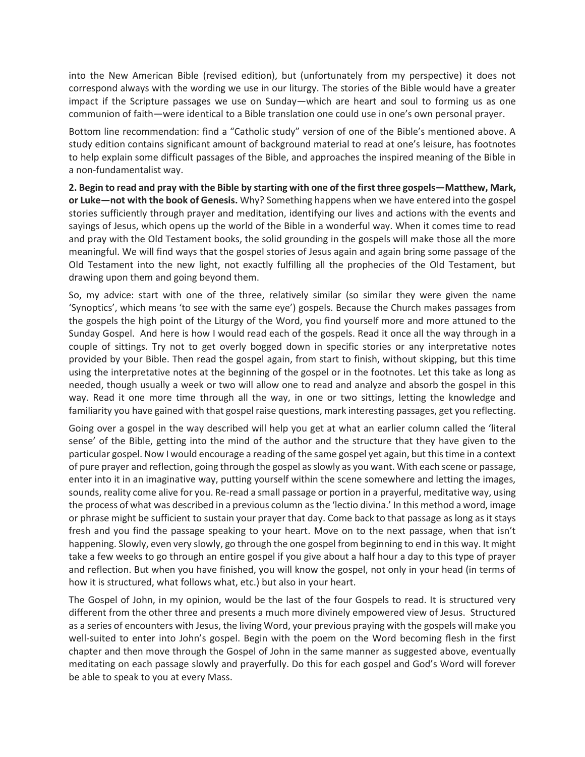into the New American Bible (revised edition), but (unfortunately from my perspective) it does not correspond always with the wording we use in our liturgy. The stories of the Bible would have a greater impact if the Scripture passages we use on Sunday—which are heart and soul to forming us as one communion of faith—were identical to a Bible translation one could use in one's own personal prayer.

Bottom line recommendation: find a "Catholic study" version of one of the Bible's mentioned above. A study edition contains significant amount of background material to read at one's leisure, has footnotes to help explain some difficult passages of the Bible, and approaches the inspired meaning of the Bible in a non-fundamentalist way.

**2. Begin to read and pray with the Bible by starting with one of the first three gospels—Matthew, Mark, or Luke—not with the book of Genesis.** Why? Something happens when we have entered into the gospel stories sufficiently through prayer and meditation, identifying our lives and actions with the events and sayings of Jesus, which opens up the world of the Bible in a wonderful way. When it comes time to read and pray with the Old Testament books, the solid grounding in the gospels will make those all the more meaningful. We will find ways that the gospel stories of Jesus again and again bring some passage of the Old Testament into the new light, not exactly fulfilling all the prophecies of the Old Testament, but drawing upon them and going beyond them.

So, my advice: start with one of the three, relatively similar (so similar they were given the name 'Synoptics', which means 'to see with the same eye') gospels. Because the Church makes passages from the gospels the high point of the Liturgy of the Word, you find yourself more and more attuned to the Sunday Gospel. And here is how I would read each of the gospels. Read it once all the way through in a couple of sittings. Try not to get overly bogged down in specific stories or any interpretative notes provided by your Bible. Then read the gospel again, from start to finish, without skipping, but this time using the interpretative notes at the beginning of the gospel or in the footnotes. Let this take as long as needed, though usually a week or two will allow one to read and analyze and absorb the gospel in this way. Read it one more time through all the way, in one or two sittings, letting the knowledge and familiarity you have gained with that gospel raise questions, mark interesting passages, get you reflecting.

Going over a gospel in the way described will help you get at what an earlier column called the 'literal sense' of the Bible, getting into the mind of the author and the structure that they have given to the particular gospel. Now I would encourage a reading of the same gospel yet again, but this time in a context of pure prayer and reflection, going through the gospel as slowly as you want. With each scene or passage, enter into it in an imaginative way, putting yourself within the scene somewhere and letting the images, sounds, reality come alive for you. Re-read a small passage or portion in a prayerful, meditative way, using the process of what was described in a previous column as the 'lectio divina.' In this method a word, image or phrase might be sufficient to sustain your prayer that day. Come back to that passage as long as it stays fresh and you find the passage speaking to your heart. Move on to the next passage, when that isn't happening. Slowly, even very slowly, go through the one gospel from beginning to end in this way. It might take a few weeks to go through an entire gospel if you give about a half hour a day to this type of prayer and reflection. But when you have finished, you will know the gospel, not only in your head (in terms of how it is structured, what follows what, etc.) but also in your heart.

The Gospel of John, in my opinion, would be the last of the four Gospels to read. It is structured very different from the other three and presents a much more divinely empowered view of Jesus. Structured as a series of encounters with Jesus, the living Word, your previous praying with the gospels will make you well-suited to enter into John's gospel. Begin with the poem on the Word becoming flesh in the first chapter and then move through the Gospel of John in the same manner as suggested above, eventually meditating on each passage slowly and prayerfully. Do this for each gospel and God's Word will forever be able to speak to you at every Mass.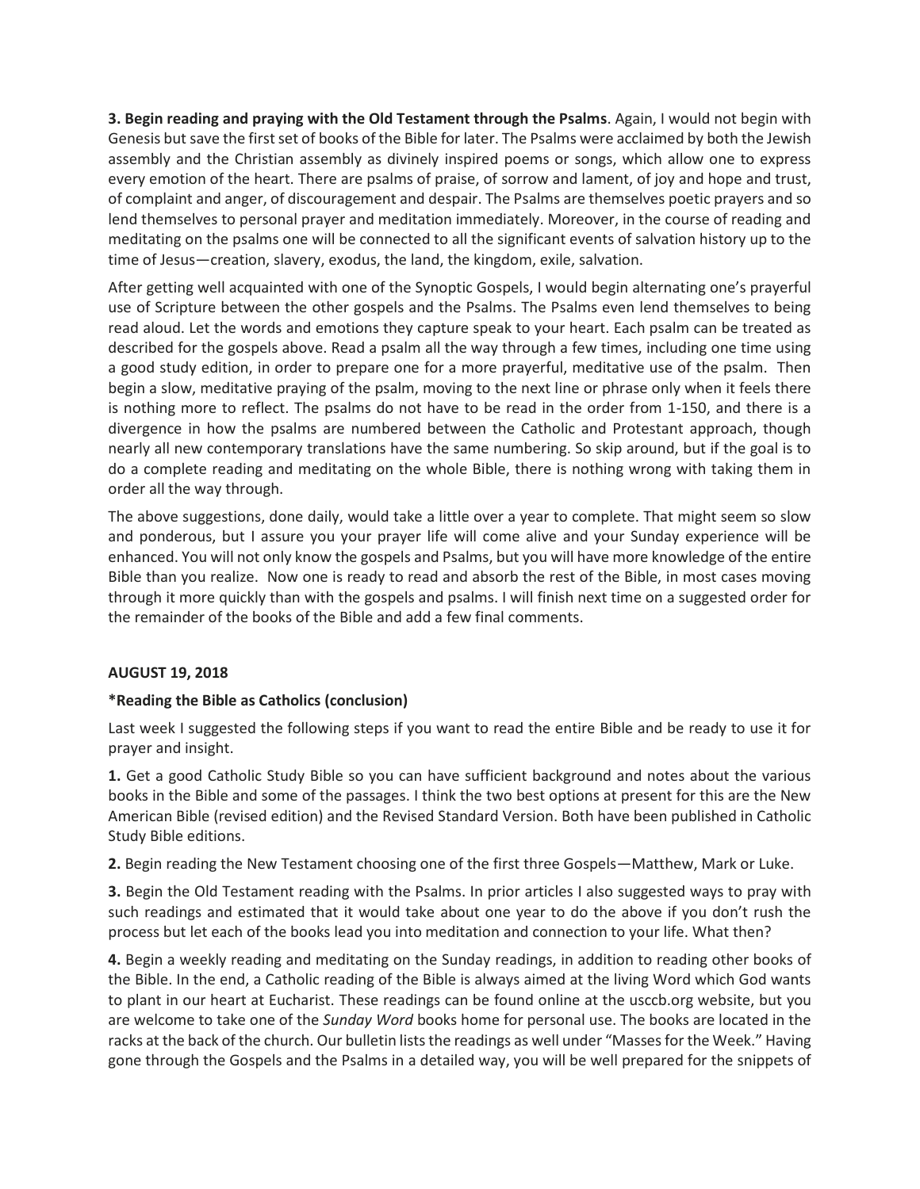**3. Begin reading and praying with the Old Testament through the Psalms**. Again, I would not begin with Genesis but save the first set of books of the Bible for later. The Psalms were acclaimed by both the Jewish assembly and the Christian assembly as divinely inspired poems or songs, which allow one to express every emotion of the heart. There are psalms of praise, of sorrow and lament, of joy and hope and trust, of complaint and anger, of discouragement and despair. The Psalms are themselves poetic prayers and so lend themselves to personal prayer and meditation immediately. Moreover, in the course of reading and meditating on the psalms one will be connected to all the significant events of salvation history up to the time of Jesus—creation, slavery, exodus, the land, the kingdom, exile, salvation.

After getting well acquainted with one of the Synoptic Gospels, I would begin alternating one's prayerful use of Scripture between the other gospels and the Psalms. The Psalms even lend themselves to being read aloud. Let the words and emotions they capture speak to your heart. Each psalm can be treated as described for the gospels above. Read a psalm all the way through a few times, including one time using a good study edition, in order to prepare one for a more prayerful, meditative use of the psalm. Then begin a slow, meditative praying of the psalm, moving to the next line or phrase only when it feels there is nothing more to reflect. The psalms do not have to be read in the order from 1-150, and there is a divergence in how the psalms are numbered between the Catholic and Protestant approach, though nearly all new contemporary translations have the same numbering. So skip around, but if the goal is to do a complete reading and meditating on the whole Bible, there is nothing wrong with taking them in order all the way through.

The above suggestions, done daily, would take a little over a year to complete. That might seem so slow and ponderous, but I assure you your prayer life will come alive and your Sunday experience will be enhanced. You will not only know the gospels and Psalms, but you will have more knowledge of the entire Bible than you realize. Now one is ready to read and absorb the rest of the Bible, in most cases moving through it more quickly than with the gospels and psalms. I will finish next time on a suggested order for the remainder of the books of the Bible and add a few final comments.

**AUGUST 19, 2018**

**\*Reading the Bible as Catholics (conclusion)**

Last week I suggested the following steps if you want to read the entire Bible and be ready to use it for prayer and insight.

**1.** Get a good Catholic Study Bible so you can have sufficient background and notes about the various books in the Bible and some of the passages. I think the two best options at present for this are the New American Bible (revised edition) and the Revised Standard Version. Both have been published in Catholic Study Bible editions.

**2.** Begin reading the New Testament choosing one of the first three Gospels—Matthew, Mark or Luke.

**3.** Begin the Old Testament reading with the Psalms. In prior articles I also suggested ways to pray with such readings and estimated that it would take about one year to do the above if you don't rush the process but let each of the books lead you into meditation and connection to your life. What then?

**4.** Begin a weekly reading and meditating on the Sunday readings, in addition to reading other books of the Bible. In the end, a Catholic reading of the Bible is always aimed at the living Word which God wants to plant in our heart at Eucharist. These readings can be found online at the usccb.org website, but you are welcome to take one of the *Sunday Word* books home for personal use. The books are located in the racks at the back of the church. Our bulletin lists the readings as well under "Masses for the Week." Having gone through the Gospels and the Psalms in a detailed way, you will be well prepared for the snippets of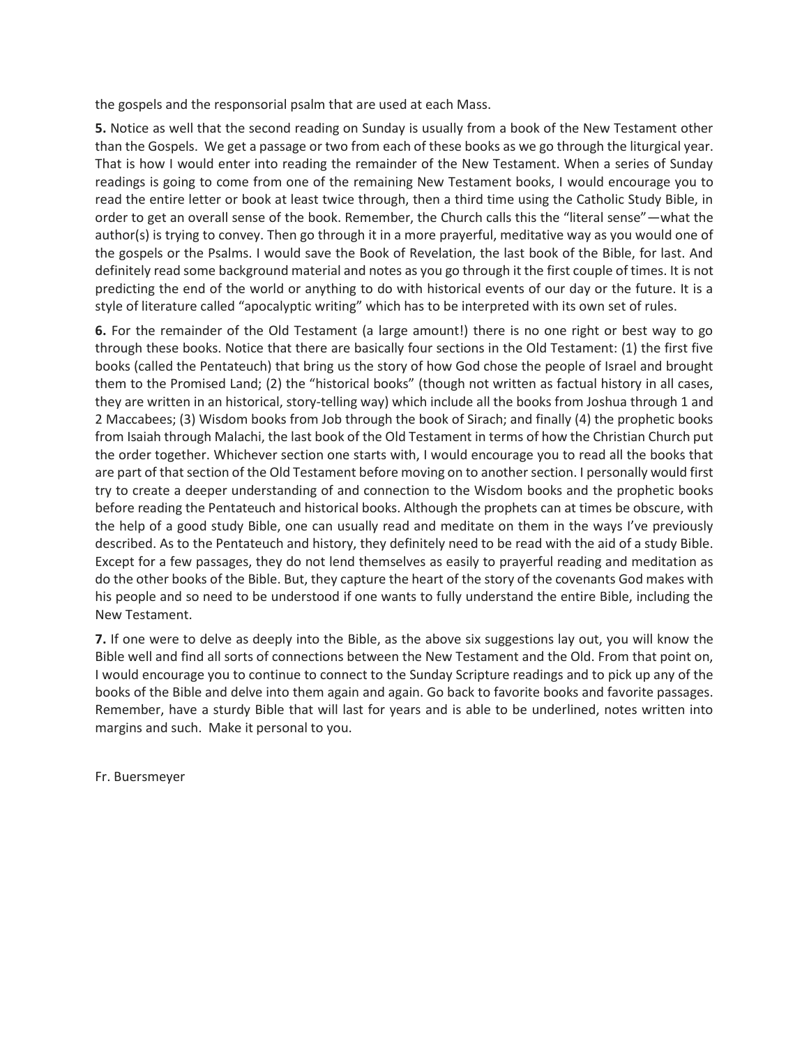the gospels and the responsorial psalm that are used at each Mass.

**5.** Notice as well that the second reading on Sunday is usually from a book of the New Testament other than the Gospels. We get a passage or two from each of these books as we go through the liturgical year. That is how I would enter into reading the remainder of the New Testament. When a series of Sunday readings is going to come from one of the remaining New Testament books, I would encourage you to read the entire letter or book at least twice through, then a third time using the Catholic Study Bible, in order to get an overall sense of the book. Remember, the Church calls this the "literal sense"—what the author(s) is trying to convey. Then go through it in a more prayerful, meditative way as you would one of the gospels or the Psalms. I would save the Book of Revelation, the last book of the Bible, for last. And definitely read some background material and notes as you go through it the first couple of times. It is not predicting the end of the world or anything to do with historical events of our day or the future. It is a style of literature called "apocalyptic writing" which has to be interpreted with its own set of rules.

**6.** For the remainder of the Old Testament (a large amount!) there is no one right or best way to go through these books. Notice that there are basically four sections in the Old Testament: (1) the first five books (called the Pentateuch) that bring us the story of how God chose the people of Israel and brought them to the Promised Land; (2) the "historical books" (though not written as factual history in all cases, they are written in an historical, story-telling way) which include all the books from Joshua through 1 and 2 Maccabees; (3) Wisdom books from Job through the book of Sirach; and finally (4) the prophetic books from Isaiah through Malachi, the last book of the Old Testament in terms of how the Christian Church put the order together. Whichever section one starts with, I would encourage you to read all the books that are part of that section of the Old Testament before moving on to another section. I personally would first try to create a deeper understanding of and connection to the Wisdom books and the prophetic books before reading the Pentateuch and historical books. Although the prophets can at times be obscure, with the help of a good study Bible, one can usually read and meditate on them in the ways I've previously described. As to the Pentateuch and history, they definitely need to be read with the aid of a study Bible. Except for a few passages, they do not lend themselves as easily to prayerful reading and meditation as do the other books of the Bible. But, they capture the heart of the story of the covenants God makes with his people and so need to be understood if one wants to fully understand the entire Bible, including the New Testament.

**7.** If one were to delve as deeply into the Bible, as the above six suggestions lay out, you will know the Bible well and find all sorts of connections between the New Testament and the Old. From that point on, I would encourage you to continue to connect to the Sunday Scripture readings and to pick up any of the books of the Bible and delve into them again and again. Go back to favorite books and favorite passages. Remember, have a sturdy Bible that will last for years and is able to be underlined, notes written into margins and such. Make it personal to you.

Fr. Buersmeyer